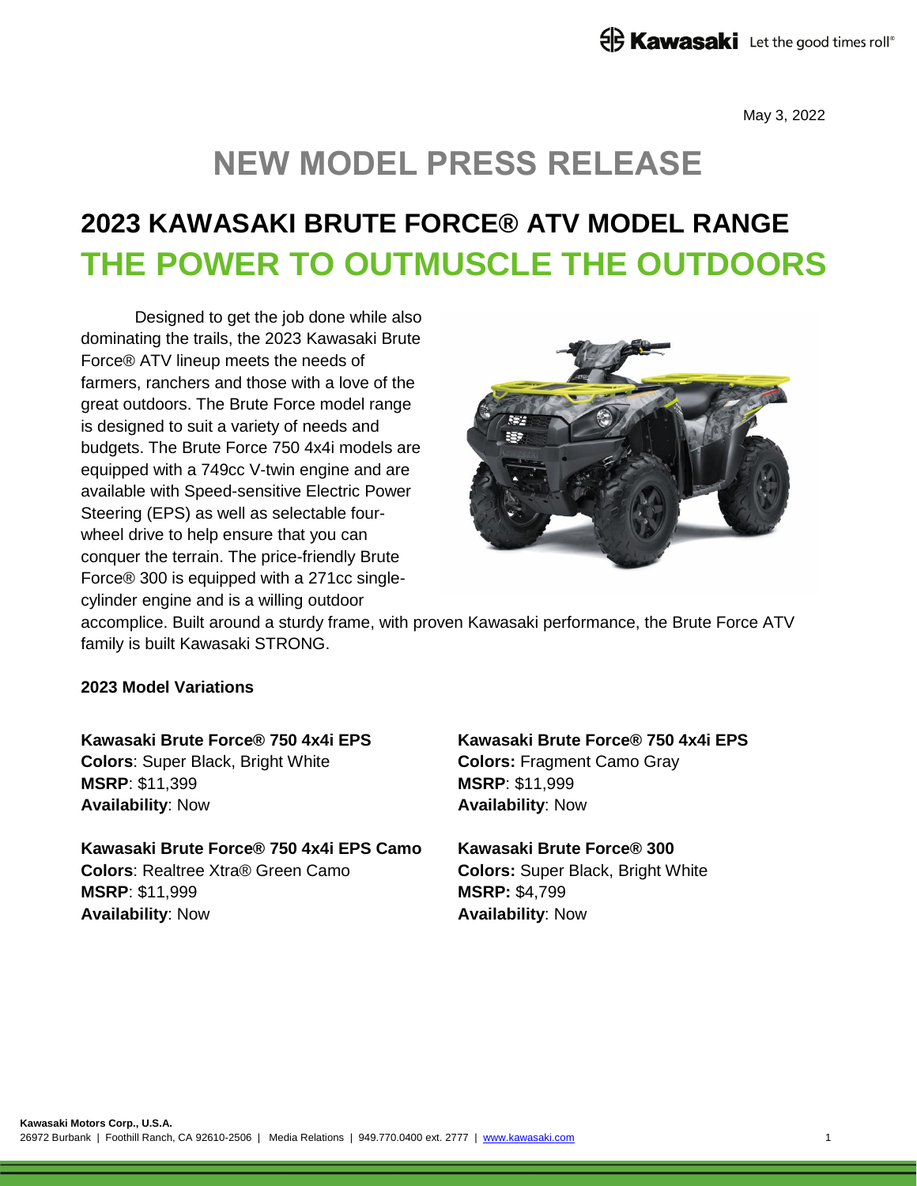May 3, 2022

# NEW MODEL PRESS RELEASE

## 2023 KAWASAKI BRUTE FORCE® ATV MODEL RANGE

## THE POWER TO OUTMUSCLE THE OUTDOORS

Designed to get the job done while also dominating the trails, the 2023 Kawasaki Brute Force® ATV lineup meets the needs of farmers, ranchers and those with a love of the great outdoors. The Brute Force model range is designed to suit a variety of needs and budgets. The Brute Force 750 4x4i models are equipped with a 749cc V-twin engine and are available with Speed-sensitive Electric Power Steering (EPS) as well as selectable four-wheel drive to help ensure that you can conquer the terrain. The price-friendly Brute Force® 300 is equipped with a 271cc single-cylinder engine and is a willing outdoor accomplice. Built around a sturdy frame, with proven Kawasaki performance, the Brute Force ATV family is built Kawasaki STRONG.

**2023 Model Variations**

**Kawasaki Brute Force® 750 4x4i EPS**
**Colors**: Super Black, Bright White
**MSRP**: $11,399
**Availability**: Now

**Kawasaki Brute Force® 750 4x4i EPS Camo**
**Colors**: Realtree Xtra® Green Camo
**MSRP**: $11,999
**Availability**: Now

**Kawasaki Brute Force® 750 4x4i EPS**
**Colors:** Fragment Camo Gray
**MSRP**: $11,999
**Availability**: Now

**Kawasaki Brute Force® 300**
**Colors:** Super Black, Bright White
**MSRP:** $4,799
**Availability**: Now

**Kawasaki Motors Corp., U.S.A.**
26972 Burbank | Foothill Ranch, CA 92610-2506 | Media Relations | 949.770.0400 ext. 2777 | www.kawasaki.com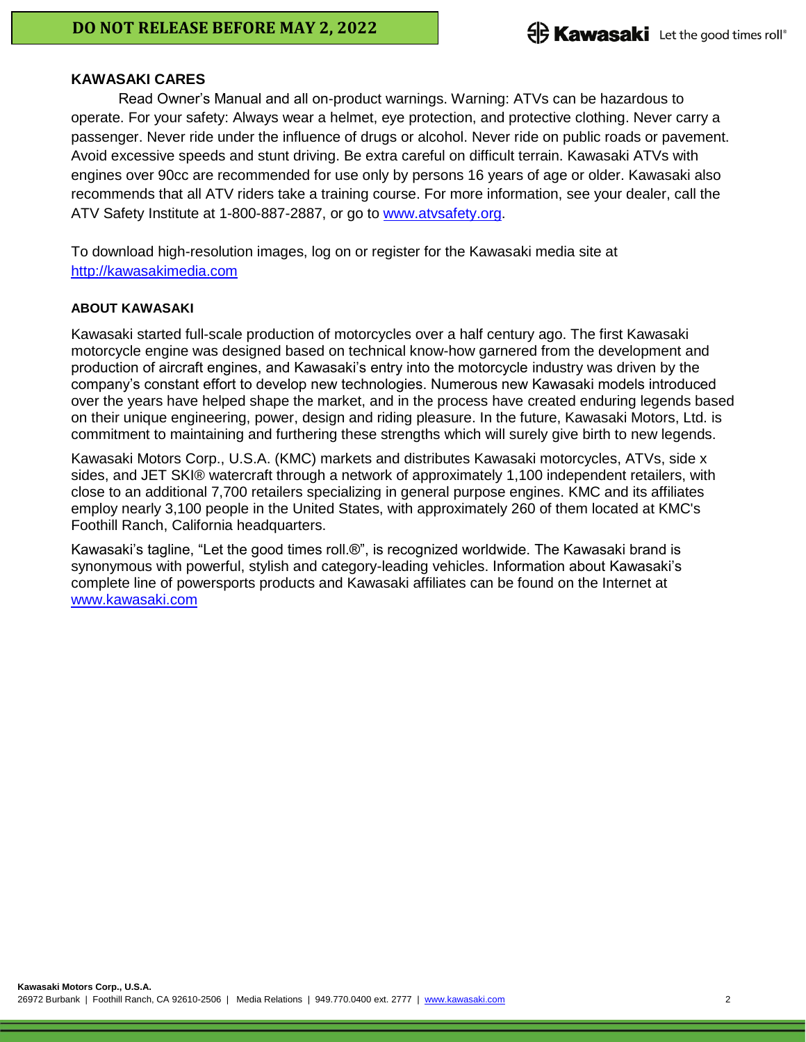## KAWASAKI CARES

Read Owner's Manual and all on-product warnings. Warning: ATVs can be hazardous to operate. For your safety: Always wear a helmet, eye protection, and protective clothing. Never carry a passenger. Never ride under the influence of drugs or alcohol. Never ride on public roads or pavement. Avoid excessive speeds and stunt driving. Be extra careful on difficult terrain. Kawasaki ATVs with engines over 90cc are recommended for use only by persons 16 years of age or older. Kawasaki also recommends that all ATV riders take a training course. For more information, see your dealer, call the ATV Safety Institute at 1-800-887-2887, or go to www.atvsafety.org.

To download high-resolution images, log on or register for the Kawasaki media site at http://kawasakimedia.com

### ABOUT KAWASAKI

Kawasaki started full-scale production of motorcycles over a half century ago. The first Kawasaki motorcycle engine was designed based on technical know-how garnered from the development and production of aircraft engines, and Kawasaki's entry into the motorcycle industry was driven by the company's constant effort to develop new technologies. Numerous new Kawasaki models introduced over the years have helped shape the market, and in the process have created enduring legends based on their unique engineering, power, design and riding pleasure. In the future, Kawasaki Motors, Ltd. is commitment to maintaining and furthering these strengths which will surely give birth to new legends.

Kawasaki Motors Corp., U.S.A. (KMC) markets and distributes Kawasaki motorcycles, ATVs, side x sides, and JET SKI® watercraft through a network of approximately 1,100 independent retailers, with close to an additional 7,700 retailers specializing in general purpose engines. KMC and its affiliates employ nearly 3,100 people in the United States, with approximately 260 of them located at KMC's Foothill Ranch, California headquarters.

Kawasaki's tagline, "Let the good times roll.®", is recognized worldwide. The Kawasaki brand is synonymous with powerful, stylish and category-leading vehicles. Information about Kawasaki's complete line of powersports products and Kawasaki affiliates can be found on the Internet at www.kawasaki.com